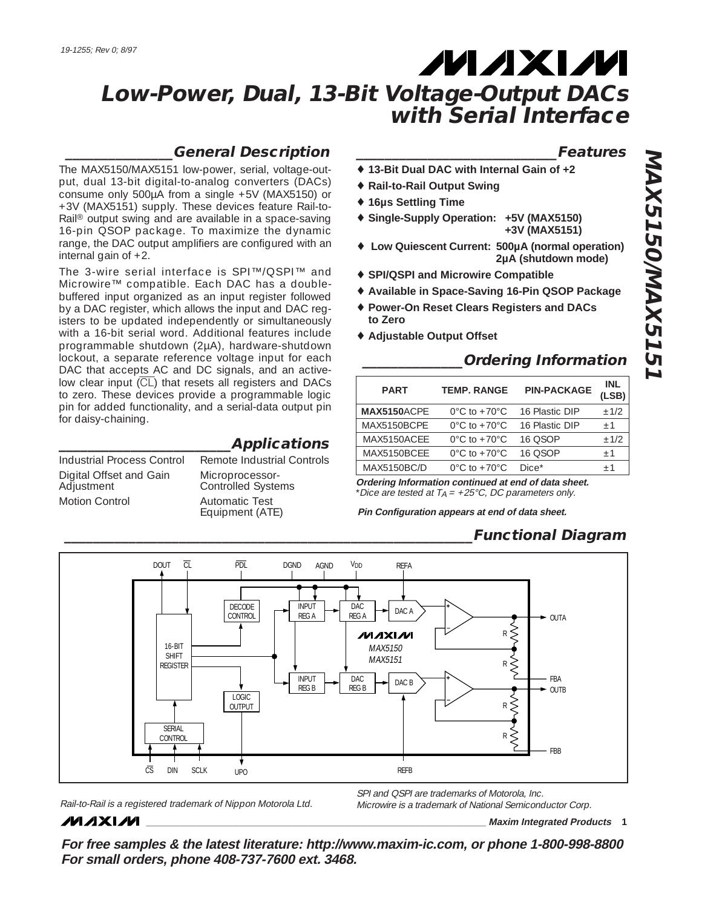19-1255; Rev 0; 8/97

# Low-Power, Dual, 13-Bit Voltage-Output DACs with Serial Interface

## General Description

The MAX5150/MAX5151 low-power, serial, voltage-output, dual 13-bit digital-to-analog converters (DACs) consume only 500µA from a single +5V (MAX5150) or +3V (MAX5151) supply. These devices feature Rail-to-Rail® output swing and are available in a space-saving 16-pin QSOP package. To maximize the dynamic range, the DAC output amplifiers are configured with an internal gain of +2.

The 3-wire serial interface is SPI™/QSPI™ and Microwire™ compatible. Each DAC has a double-buffered input organized as an input register followed by a DAC register, which allows the input and DAC registers to be updated independently or simultaneously with a 16-bit serial word. Additional features include programmable shutdown (2µA), hardware-shutdown lockout, a separate reference voltage input for each DAC that accepts AC and DC signals, and an active-low clear input ($\overline{CL}$) that resets all registers and DACs to zero. These devices provide a programmable logic pin for added functionality, and a serial-data output pin for daisy-chaining.

## Applications

- Industrial Process Control
- Digital Offset and Gain Adjustment
- Motion Control
- Remote Industrial Controls
- Microprocessor-Controlled Systems
- Automatic Test Equipment (ATE)

## Features

- ♦ **13-Bit Dual DAC with Internal Gain of +2**
- ♦ **Rail-to-Rail Output Swing**
- ♦ **16µs Settling Time**
- ♦ **Single-Supply Operation: +5V (MAX5150) +3V (MAX5151)**
- ♦ **Low Quiescent Current: 500µA (normal operation) 2µA (shutdown mode)**
- ♦ **SPI/QSPI and Microwire Compatible**
- ♦ **Available in Space-Saving 16-Pin QSOP Package**
- ♦ **Power-On Reset Clears Registers and DACs to Zero**
- ♦ **Adjustable Output Offset**

## Ordering Information

| PART | TEMP. RANGE | PIN-PACKAGE | INL (LSB) |
|---|---|---|---|
| **MAX5150**ACPE | 0°C to +70°C | 16 Plastic DIP | ±1/2 |
| MAX5150BCPE | 0°C to +70°C | 16 Plastic DIP | ±1 |
| MAX5150ACEE | 0°C to +70°C | 16 QSOP | ±1/2 |
| MAX5150BCEE | 0°C to +70°C | 16 QSOP | ±1 |
| MAX5150BC/D | 0°C to +70°C | Dice* | ±1 |

***Ordering Information continued at end of data sheet.***
*\*Dice are tested at $T_A$ = +25°C, DC parameters only.*

***Pin Configuration appears at end of data sheet.***

## Functional Diagram

Rail-to-Rail is a registered trademark of Nippon Motorola Ltd.

*SPI and QSPI are trademarks of Motorola, Inc.*
*Microwire is a trademark of National Semiconductor Corp.*

**For free samples & the latest literature: http://www.maxim-ic.com, or phone 1-800-998-8800**
**For small orders, phone 408-737-7600 ext. 3468.**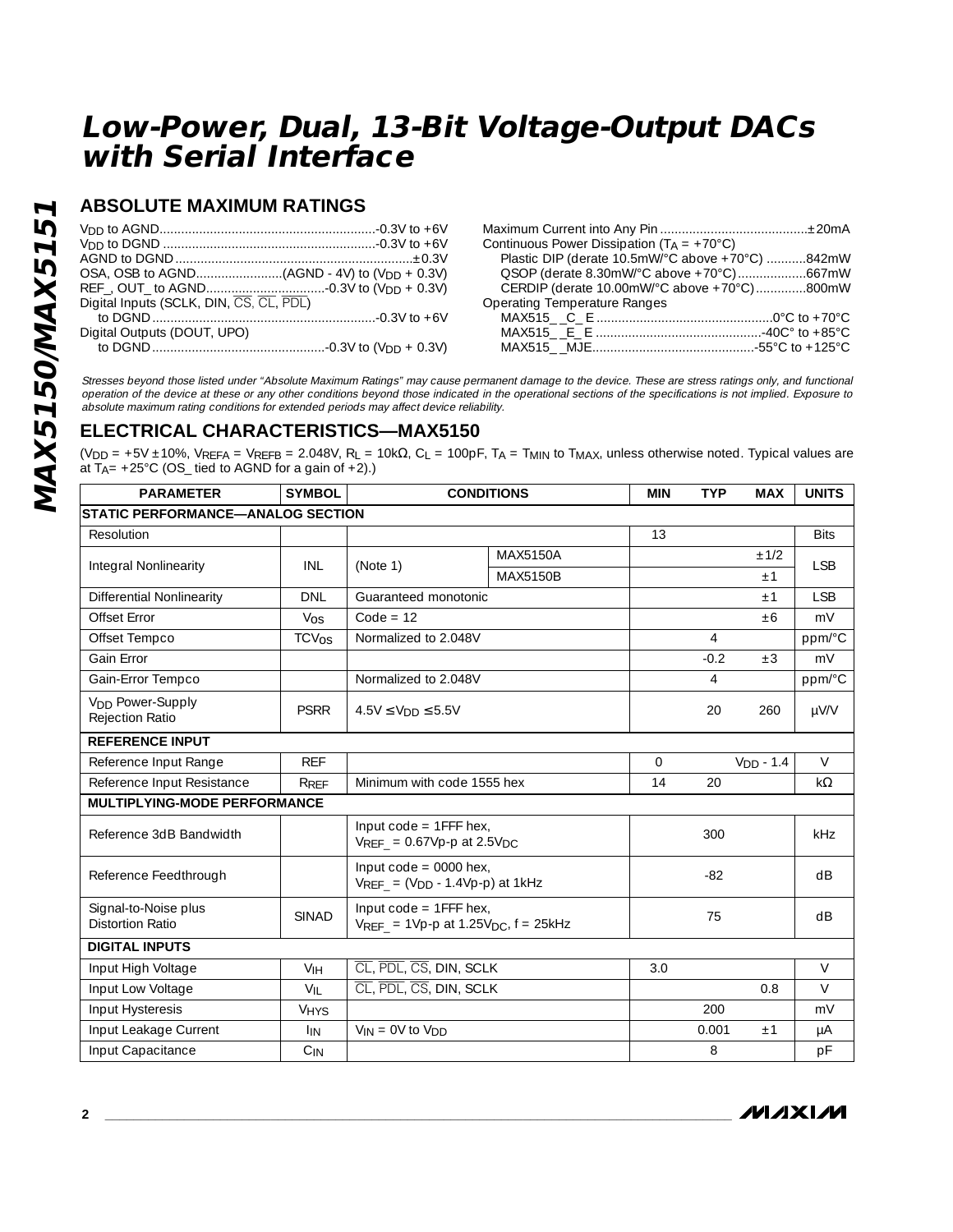## ABSOLUTE MAXIMUM RATINGS

$V_{DD}$ to AGND...........................................................-0.3V to +6V
$V_{DD}$ to DGND ..........................................................-0.3V to +6V
AGND to DGND..................................................................±0.3V
OSA, OSB to AGND........................(AGND - 4V) to ($V_{DD}$ + 0.3V)
REF_, OUT_ to AGND.................................-0.3V to ($V_{DD}$ + 0.3V)
Digital Inputs (SCLK, DIN, $\overline{CS}$, $\overline{CL}$, $\overline{PDL}$)
  to DGND.............................................................-0.3V to +6V
Digital Outputs (DOUT, UPO)
  to DGND................................................-0.3V to ($V_{DD}$ + 0.3V)

Maximum Current into Any Pin .........................................±20mA
Continuous Power Dissipation ($T_A$ = +70°C)
  Plastic DIP (derate 10.5mW/°C above +70°C) ...........842mW
  QSOP (derate 8.30mW/°C above +70°C)...................667mW
  CERDIP (derate 10.00mW/°C above +70°C)..............800mW
Operating Temperature Ranges
  MAX515_ _C_ E .................................................0°C to +70°C
  MAX515_ _E_ E .............................................-40C° to +85°C
  MAX515_ _MJE.............................................-55°C to +125°C

*Stresses beyond those listed under “Absolute Maximum Ratings” may cause permanent damage to the device. These are stress ratings only, and functional operation of the device at these or any other conditions beyond those indicated in the operational sections of the specifications is not implied. Exposure to absolute maximum rating conditions for extended periods may affect device reliability.*

## ELECTRICAL CHARACTERISTICS—MAX5150

($V_{DD}$ = +5V ±10%, $V_{REFA}$ = $V_{REFB}$ = 2.048V, $R_L$ = 10kΩ, $C_L$ = 100pF, $T_A$ = $T_{MIN}$ to $T_{MAX}$, unless otherwise noted. Typical values are at $T_A$= +25°C (OS_ tied to AGND for a gain of +2).)

| PARAMETER | SYMBOL | CONDITIONS | | MIN | TYP | MAX | UNITS |
|---|---|---|---|---|---|---|---|
| **STATIC PERFORMANCE—ANALOG SECTION** | | | | | | | |
| Resolution | | | | 13 | | | Bits |
| Integral Nonlinearity | INL | (Note 1) | MAX5150A | | | ±1/2 | LSB |
| | | | MAX5150B | | | ±1 | |
| Differential Nonlinearity | DNL | Guaranteed monotonic | | | | ±1 | LSB |
| Offset Error | $V_{OS}$ | Code = 12 | | | | ±6 | mV |
| Offset Tempco | $TCV_{OS}$ | Normalized to 2.048V | | | 4 | | ppm/°C |
| Gain Error | | | | | -0.2 | ±3 | mV |
| Gain-Error Tempco | | Normalized to 2.048V | | | 4 | | ppm/°C |
| $V_{DD}$ Power-Supply Rejection Ratio | PSRR | 4.5V ≤ $V_{DD}$ ≤ 5.5V | | | 20 | 260 | µV/V |
| **REFERENCE INPUT** | | | | | | | |
| Reference Input Range | REF | | | 0 | | $V_{DD}$ - 1.4 | V |
| Reference Input Resistance | $R_{REF}$ | Minimum with code 1555 hex | | 14 | 20 | | kΩ |
| **MULTIPLYING-MODE PERFORMANCE** | | | | | | | |
| Reference 3dB Bandwidth | | Input code = 1FFF hex, $V_{REF\_}$ = 0.67Vp-p at 2.5$V_{DC}$ | | | 300 | | kHz |
| Reference Feedthrough | | Input code = 0000 hex, $V_{REF\_}$ = ($V_{DD}$ - 1.4Vp-p) at 1kHz | | | -82 | | dB |
| Signal-to-Noise plus Distortion Ratio | SINAD | Input code = 1FFF hex, $V_{REF\_}$ = 1Vp-p at 1.25$V_{DC}$, f = 25kHz | | | 75 | | dB |
| **DIGITAL INPUTS** | | | | | | | |
| Input High Voltage | $V_{IH}$ | $\overline{CL}$, $\overline{PDL}$, $\overline{CS}$, DIN, SCLK | | 3.0 | | | V |
| Input Low Voltage | $V_{IL}$ | $\overline{CL}$, $\overline{PDL}$, $\overline{CS}$, DIN, SCLK | | | | 0.8 | V |
| Input Hysteresis | $V_{HYS}$ | | | | 200 | | mV |
| Input Leakage Current | $I_{IN}$ | $V_{IN}$ = 0V to $V_{DD}$ | | | 0.001 | ±1 | µA |
| Input Capacitance | $C_{IN}$ | | | | 8 | | pF |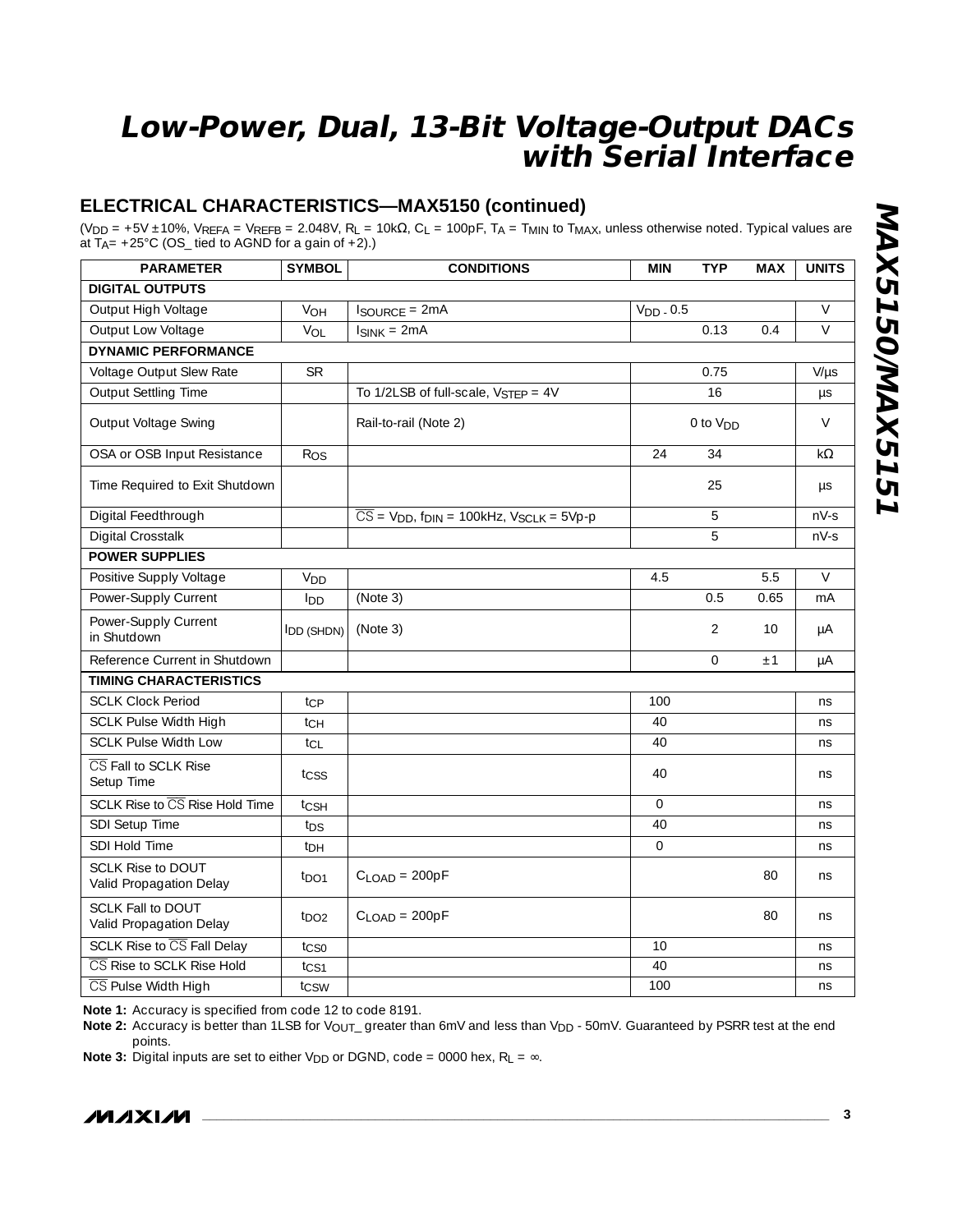## ELECTRICAL CHARACTERISTICS—MAX5150 (continued)

($V_{DD}$ = +5V ±10%, $V_{REFA}$ = $V_{REFB}$ = 2.048V, $R_L$ = 10kΩ, $C_L$ = 100pF, $T_A$ = $T_{MIN}$ to $T_{MAX}$, unless otherwise noted. Typical values are at $T_A$ = +25°C (OS_ tied to AGND for a gain of +2).)

| PARAMETER | SYMBOL | CONDITIONS | MIN | TYP | MAX | UNITS |
|---|---|---|---|---|---|---|
| **DIGITAL OUTPUTS** | | | | | | |
| Output High Voltage | $V_{OH}$ | $I_{SOURCE}$ = 2mA | $V_{DD}$ - 0.5 | | | V |
| Output Low Voltage | $V_{OL}$ | $I_{SINK}$ = 2mA | | 0.13 | 0.4 | V |
| **DYNAMIC PERFORMANCE** | | | | | | |
| Voltage Output Slew Rate | SR | | | 0.75 | | V/µs |
| Output Settling Time | | To 1/2LSB of full-scale, $V_{STEP}$ = 4V | | 16 | | µs |
| Output Voltage Swing | | Rail-to-rail (Note 2) | | 0 to $V_{DD}$ | | V |
| OSA or OSB Input Resistance | $R_{OS}$ | | 24 | 34 | | kΩ |
| Time Required to Exit Shutdown | | | | 25 | | µs |
| Digital Feedthrough | | $\overline{CS}$ = $V_{DD}$, $f_{DIN}$ = 100kHz, $V_{SCLK}$ = 5Vp-p | | 5 | | nV-s |
| Digital Crosstalk | | | | 5 | | nV-s |
| **POWER SUPPLIES** | | | | | | |
| Positive Supply Voltage | $V_{DD}$ | | 4.5 | | 5.5 | V |
| Power-Supply Current | $I_{DD}$ | (Note 3) | | 0.5 | 0.65 | mA |
| Power-Supply Current in Shutdown | $I_{DD (SHDN)}$ | (Note 3) | | 2 | 10 | µA |
| Reference Current in Shutdown | | | | 0 | ±1 | µA |
| **TIMING CHARACTERISTICS** | | | | | | |
| SCLK Clock Period | $t_{CP}$ | | 100 | | | ns |
| SCLK Pulse Width High | $t_{CH}$ | | 40 | | | ns |
| SCLK Pulse Width Low | $t_{CL}$ | | 40 | | | ns |
| $\overline{CS}$ Fall to SCLK Rise Setup Time | $t_{CSS}$ | | 40 | | | ns |
| SCLK Rise to $\overline{CS}$ Rise Hold Time | $t_{CSH}$ | | 0 | | | ns |
| SDI Setup Time | $t_{DS}$ | | 40 | | | ns |
| SDI Hold Time | $t_{DH}$ | | 0 | | | ns |
| SCLK Rise to DOUT Valid Propagation Delay | $t_{DO1}$ | $C_{LOAD}$ = 200pF | | | 80 | ns |
| SCLK Fall to DOUT Valid Propagation Delay | $t_{DO2}$ | $C_{LOAD}$ = 200pF | | | 80 | ns |
| SCLK Rise to $\overline{CS}$ Fall Delay | $t_{CS0}$ | | 10 | | | ns |
| $\overline{CS}$ Rise to SCLK Rise Hold | $t_{CS1}$ | | 40 | | | ns |
| $\overline{CS}$ Pulse Width High | $t_{CSW}$ | | 100 | | | ns |

**Note 1:** Accuracy is specified from code 12 to code 8191.

**Note 2:** Accuracy is better than 1LSB for $V_{OUT\_}$ greater than 6mV and less than $V_{DD}$ - 50mV. Guaranteed by PSRR test at the end points.

**Note 3:** Digital inputs are set to either $V_{DD}$ or DGND, code = 0000 hex, $R_L$ = ∞.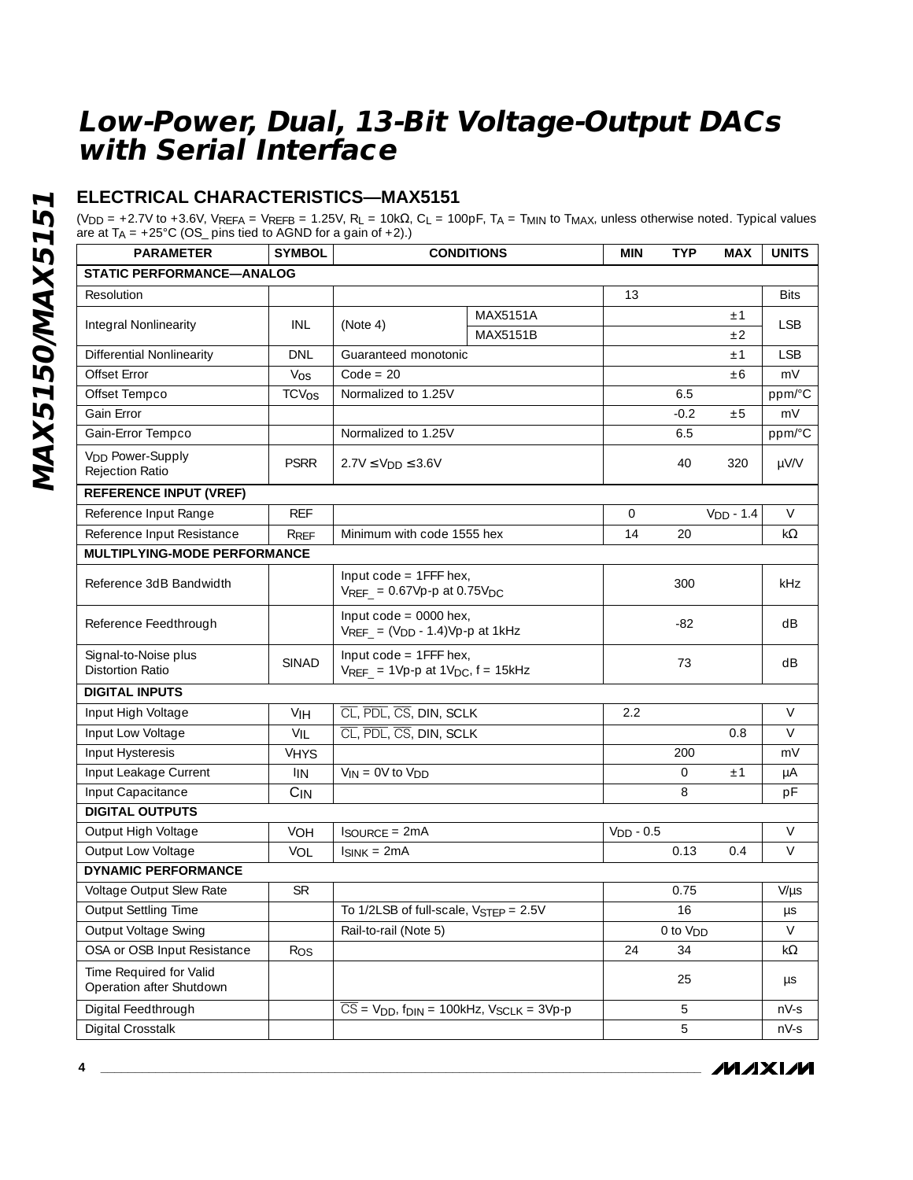# Low-Power, Dual, 13-Bit Voltage-Output DACs with Serial Interface

## ELECTRICAL CHARACTERISTICS—MAX5151

($V_{DD}$ = +2.7V to +3.6V, $V_{REFA}$ = $V_{REFB}$ = 1.25V, $R_L$ = 10kΩ, $C_L$ = 100pF, $T_A$ = $T_{MIN}$ to $T_{MAX}$, unless otherwise noted. Typical values are at $T_A$ = +25°C (OS_ pins tied to AGND for a gain of +2).)

| PARAMETER | SYMBOL | CONDITIONS | | MIN | TYP | MAX | UNITS |
|---|---|---|---|---|---|---|---|
| **STATIC PERFORMANCE—ANALOG** | | | | | | | |
| Resolution | | | | 13 | | | Bits |
| Integral Nonlinearity | INL | (Note 4) | MAX5151A | | | ±1 | LSB |
| | | | MAX5151B | | | ±2 | |
| Differential Nonlinearity | DNL | Guaranteed monotonic | | | | ±1 | LSB |
| Offset Error | $V_{OS}$ | Code = 20 | | | | ±6 | mV |
| Offset Tempco | $TCV_{OS}$ | Normalized to 1.25V | | | 6.5 | | ppm/°C |
| Gain Error | | | | | -0.2 | ±5 | mV |
| Gain-Error Tempco | | Normalized to 1.25V | | | 6.5 | | ppm/°C |
| $V_{DD}$ Power-Supply Rejection Ratio | PSRR | 2.7V ≤ $V_{DD}$ ≤ 3.6V | | | 40 | 320 | µV/V |
| **REFERENCE INPUT (VREF)** | | | | | | | |
| Reference Input Range | REF | | | 0 | | $V_{DD}$ - 1.4 | V |
| Reference Input Resistance | $R_{REF}$ | Minimum with code 1555 hex | | 14 | 20 | | kΩ |
| **MULTIPLYING-MODE PERFORMANCE** | | | | | | | |
| Reference 3dB Bandwidth | | Input code = 1FFF hex, $V_{REF\_}$ = 0.67Vp-p at 0.75$V_{DC}$ | | | 300 | | kHz |
| Reference Feedthrough | | Input code = 0000 hex, $V_{REF\_}$ = ($V_{DD}$ - 1.4)Vp-p at 1kHz | | | -82 | | dB |
| Signal-to-Noise plus Distortion Ratio | SINAD | Input code = 1FFF hex, $V_{REF\_}$ = 1Vp-p at 1$V_{DC}$, f = 15kHz | | | 73 | | dB |
| **DIGITAL INPUTS** | | | | | | | |
| Input High Voltage | $V_{IH}$ | $\overline{CL}$, $\overline{PDL}$, $\overline{CS}$, DIN, SCLK | | 2.2 | | | V |
| Input Low Voltage | $V_{IL}$ | $\overline{CL}$, $\overline{PDL}$, $\overline{CS}$, DIN, SCLK | | | | 0.8 | V |
| Input Hysteresis | $V_{HYS}$ | | | | 200 | | mV |
| Input Leakage Current | $I_{IN}$ | $V_{IN}$ = 0V to $V_{DD}$ | | | 0 | ±1 | µA |
| Input Capacitance | $C_{IN}$ | | | | 8 | | pF |
| **DIGITAL OUTPUTS** | | | | | | | |
| Output High Voltage | $V_{OH}$ | $I_{SOURCE}$ = 2mA | | $V_{DD}$ - 0.5 | | | V |
| Output Low Voltage | $V_{OL}$ | $I_{SINK}$ = 2mA | | | 0.13 | 0.4 | V |
| **DYNAMIC PERFORMANCE** | | | | | | | |
| Voltage Output Slew Rate | SR | | | | 0.75 | | V/µs |
| Output Settling Time | | To 1/2LSB of full-scale, $V_{STEP}$ = 2.5V | | | 16 | | µs |
| Output Voltage Swing | | Rail-to-rail (Note 5) | | | 0 to $V_{DD}$ | | V |
| OSA or OSB Input Resistance | $R_{OS}$ | | | 24 | 34 | | kΩ |
| Time Required for Valid Operation after Shutdown | | | | | 25 | | µs |
| Digital Feedthrough | | $\overline{CS}$ = $V_{DD}$, $f_{DIN}$ = 100kHz, $V_{SCLK}$ = 3Vp-p | | | 5 | | nV-s |
| Digital Crosstalk | | | | | 5 | | nV-s |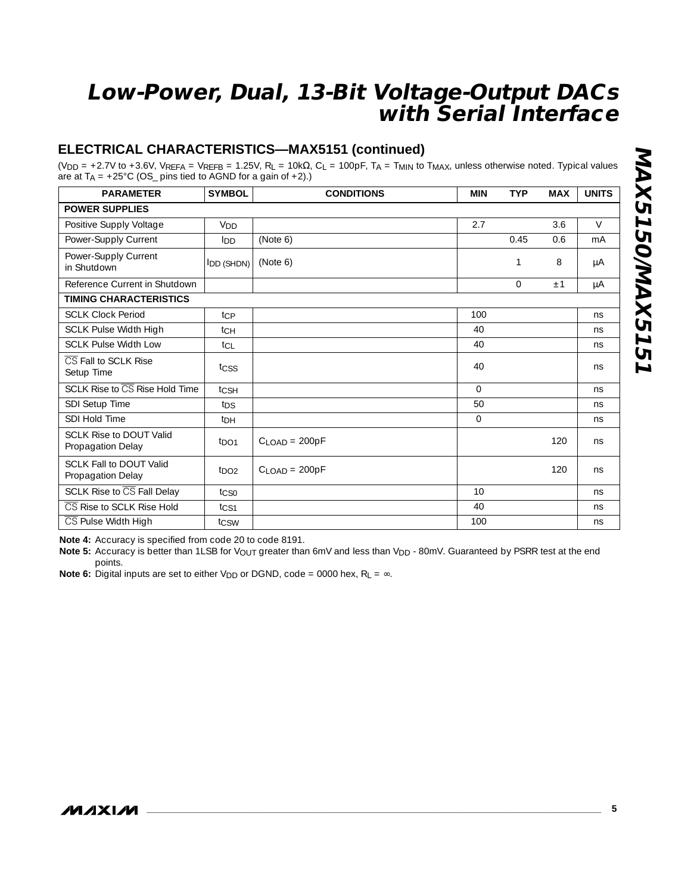## ELECTRICAL CHARACTERISTICS—MAX5151 (continued)

($V_{DD}$ = +2.7V to +3.6V, $V_{REFA}$ = $V_{REFB}$ = 1.25V, $R_L$ = 10kΩ, $C_L$ = 100pF, $T_A$ = $T_{MIN}$ to $T_{MAX}$, unless otherwise noted. Typical values are at $T_A$ = +25°C (OS_ pins tied to AGND for a gain of +2).)

| PARAMETER | SYMBOL | CONDITIONS | MIN | TYP | MAX | UNITS |
|---|---|---|---|---|---|---|
| **POWER SUPPLIES** | | | | | | |
| Positive Supply Voltage | $V_{DD}$ | | 2.7 | | 3.6 | V |
| Power-Supply Current | $I_{DD}$ | (Note 6) | | 0.45 | 0.6 | mA |
| Power-Supply Current in Shutdown | $I_{DD (SHDN)}$ | (Note 6) | | 1 | 8 | µA |
| Reference Current in Shutdown | | | | 0 | ±1 | µA |
| **TIMING CHARACTERISTICS** | | | | | | |
| SCLK Clock Period | $t_{CP}$ | | 100 | | | ns |
| SCLK Pulse Width High | $t_{CH}$ | | 40 | | | ns |
| SCLK Pulse Width Low | $t_{CL}$ | | 40 | | | ns |
| $\overline{CS}$ Fall to SCLK Rise Setup Time | $t_{CSS}$ | | 40 | | | ns |
| SCLK Rise to $\overline{CS}$ Rise Hold Time | $t_{CSH}$ | | 0 | | | ns |
| SDI Setup Time | $t_{DS}$ | | 50 | | | ns |
| SDI Hold Time | $t_{DH}$ | | 0 | | | ns |
| SCLK Rise to DOUT Valid Propagation Delay | $t_{DO1}$ | $C_{LOAD}$ = 200pF | | | 120 | ns |
| SCLK Fall to DOUT Valid Propagation Delay | $t_{DO2}$ | $C_{LOAD}$ = 200pF | | | 120 | ns |
| SCLK Rise to $\overline{CS}$ Fall Delay | $t_{CS0}$ | | 10 | | | ns |
| $\overline{CS}$ Rise to SCLK Rise Hold | $t_{CS1}$ | | 40 | | | ns |
| $\overline{CS}$ Pulse Width High | $t_{CSW}$ | | 100 | | | ns |

**Note 4:** Accuracy is specified from code 20 to code 8191.

**Note 5:** Accuracy is better than 1LSB for $V_{OUT}$ greater than 6mV and less than $V_{DD}$ - 80mV. Guaranteed by PSRR test at the end points.

**Note 6:** Digital inputs are set to either $V_{DD}$ or DGND, code = 0000 hex, $R_L$ = ∞.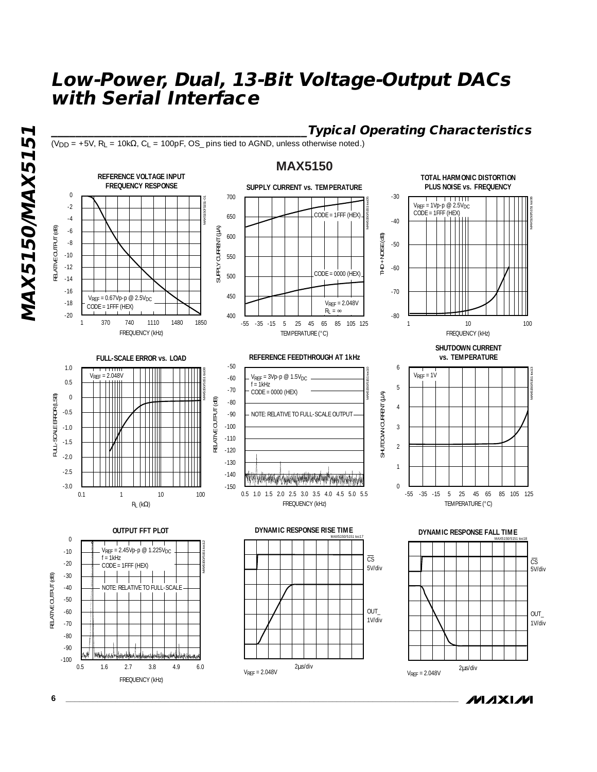## Typical Operating Characteristics

($V_{DD}$ = +5V, $R_L$ = 10kΩ, $C_L$ = 100pF, OS_ pins tied to AGND, unless otherwise noted.)

### MAX5150

**REFERENCE VOLTAGE INPUT FREQUENCY RESPONSE**

$V_{REF}$ = 0.67Vp-p @ 2.5$V_{DC}$
CODE = 1FFF (HEX)

RELATIVE OUTPUT (dB) vs. FREQUENCY (kHz)

**SUPPLY CURRENT vs. TEMPERATURE**

CODE = 1FFF (HEX)
CODE = 0000 (HEX)
$V_{REF}$ = 2.048V
$R_L$ = ∞

SUPPLY CURRENT (µA) vs. TEMPERATURE (°C)

**TOTAL HARMONIC DISTORTION PLUS NOISE vs. FREQUENCY**

$V_{REF}$ = 1Vp-p @ 2.5$V_{DC}$
CODE = 1FFF (HEX)

THD + NOISE (dB) vs. FREQUENCY (kHz)

**FULL-SCALE ERROR vs. LOAD**

$V_{REF}$ = 2.048V

FULL-SCALE ERROR (LSB) vs. $R_L$ (kΩ)

**REFERENCE FEEDTHROUGH AT 1kHz**

$V_{REF}$ = 3Vp-p @ 1.5$V_{DC}$
f = 1kHz
CODE = 0000 (HEX)

NOTE: RELATIVE TO FULL-SCALE OUTPUT

RELATIVE OUTPUT (dB) vs. FREQUENCY (kHz)

**SHUTDOWN CURRENT vs. TEMPERATURE**

$V_{REF}$ = 1V

SHUTDOWN CURRENT (µA) vs. TEMPERATURE (°C)

**OUTPUT FFT PLOT**

$V_{REF}$ = 2.45Vp-p @ 1.225$V_{DC}$
f = 1kHz
CODE = 1FFF (HEX)

NOTE: RELATIVE TO FULL-SCALE

RELATIVE OUTPUT (dB) vs. FREQUENCY (kHz)

**DYNAMIC RESPONSE RISE TIME**

$\overline{CS}$ 5V/div
OUT_ 1V/div
2µs/div
$V_{REF}$ = 2.048V

**DYNAMIC RESPONSE FALL TIME**

$\overline{CS}$ 5V/div
OUT_ 1V/div
2µs/div
$V_{REF}$ = 2.048V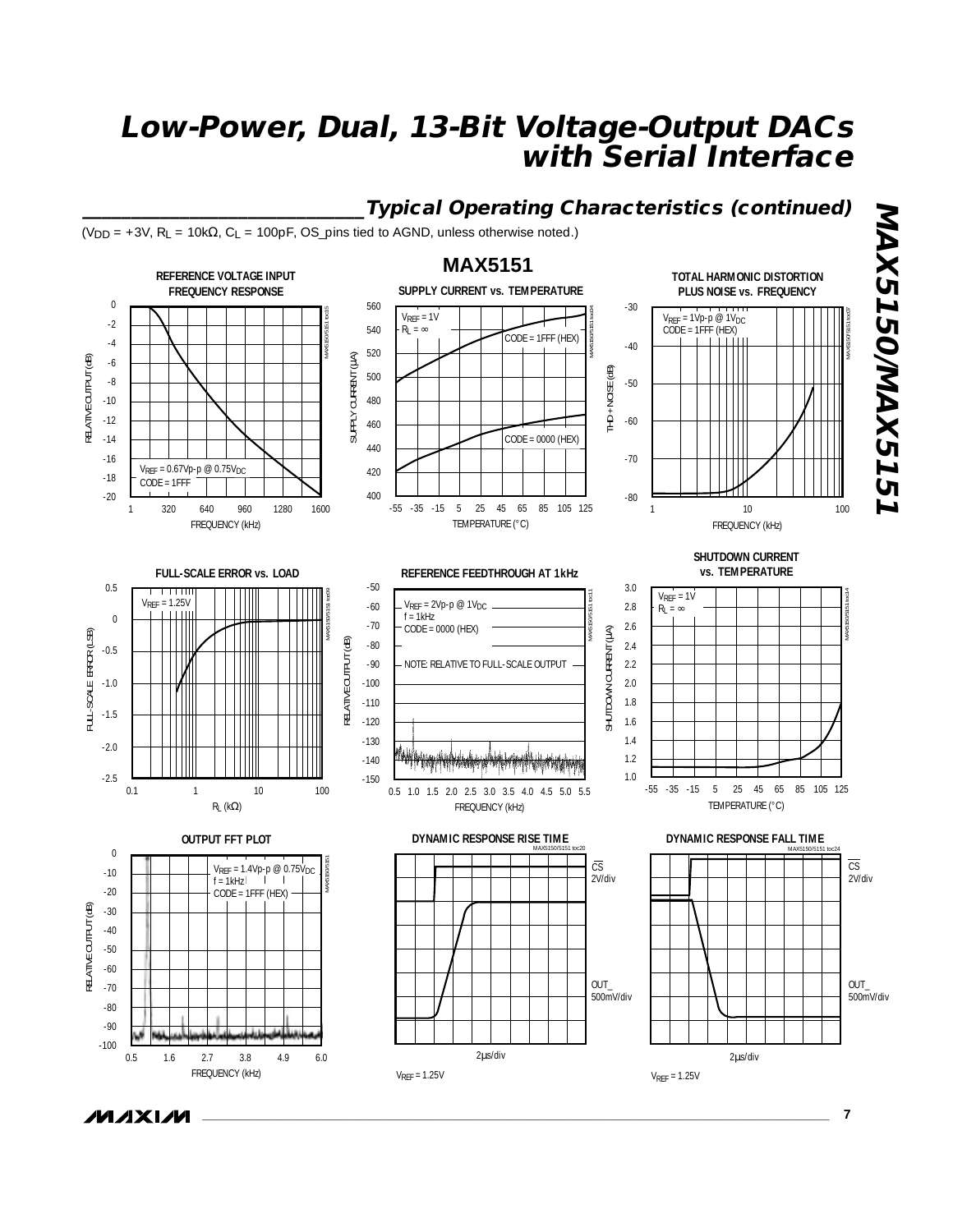## Typical Operating Characteristics (continued)

($V_{DD}$ = +3V, $R_L$ = 10kΩ, $C_L$ = 100pF, OS_pins tied to AGND, unless otherwise noted.)

### MAX5151

**REFERENCE VOLTAGE INPUT FREQUENCY RESPONSE**

$V_{REF}$ = 0.67Vp-p @ 0.75$V_{DC}$
CODE = 1FFF

RELATIVE OUTPUT (dB) vs. FREQUENCY (kHz)

**SUPPLY CURRENT vs. TEMPERATURE**

$V_{REF}$ = 1V
$R_L$ = ∞
CODE = 1FFF (HEX)
CODE = 0000 (HEX)

SUPPLY CURRENT (μA) vs. TEMPERATURE (°C)

**TOTAL HARMONIC DISTORTION PLUS NOISE vs. FREQUENCY**

$V_{REF}$ = 1Vp-p @ 1$V_{DC}$
CODE = 1FFF (HEX)

THD + NOISE (dB) vs. FREQUENCY (kHz)

**FULL-SCALE ERROR vs. LOAD**

$V_{REF}$ = 1.25V

FULL-SCALE ERROR (LSB) vs. $R_L$ (kΩ)

**REFERENCE FEEDTHROUGH AT 1kHz**

$V_{REF}$ = 2Vp-p @ 1$V_{DC}$
f = 1kHz
CODE = 0000 (HEX)
NOTE: RELATIVE TO FULL-SCALE OUTPUT

RELATIVE OUTPUT (dB) vs. FREQUENCY (kHz)

**SHUTDOWN CURRENT vs. TEMPERATURE**

$V_{REF}$ = 1V
$R_L$ = ∞

SHUTDOWN CURRENT (μA) vs. TEMPERATURE (°C)

**OUTPUT FFT PLOT**

$V_{REF}$ = 1.4Vp-p @ 0.75$V_{DC}$
f = 1kHz
CODE = 1FFF (HEX)

RELATIVE OUTPUT (dB) vs. FREQUENCY (kHz)

**DYNAMIC RESPONSE RISE TIME**

$\overline{CS}$ 2V/div
OUT_ 500mV/div
2μs/div
$V_{REF}$ = 1.25V

**DYNAMIC RESPONSE FALL TIME**

$\overline{CS}$ 2V/div
OUT_ 500mV/div
2μs/div
$V_{REF}$ = 1.25V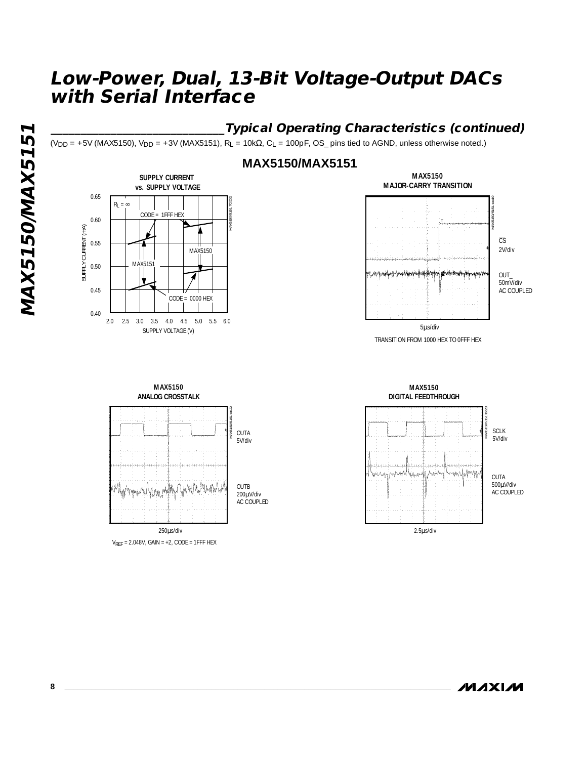## Typical Operating Characteristics (continued)

($V_{DD}$ = +5V (MAX5150), $V_{DD}$ = +3V (MAX5151), $R_L$ = 10kΩ, $C_L$ = 100pF, OS_ pins tied to AGND, unless otherwise noted.)

### MAX5150/MAX5151

**SUPPLY CURRENT vs. SUPPLY VOLTAGE**

$R_L = \infty$

CODE = 1FFF HEX

CODE = 0000 HEX

MAX5150

MAX5151

SUPPLY CURRENT (mA): 0.40, 0.45, 0.50, 0.55, 0.60, 0.65

SUPPLY VOLTAGE (V): 2.0, 2.5, 3.0, 3.5, 4.0, 4.5, 5.0, 5.5, 6.0

**MAX5150 MAJOR-CARRY TRANSITION**

CS 2V/div

OUT_ 50mV/div AC COUPLED

5µs/div

TRANSITION FROM 1000 HEX TO 0FFF HEX

**MAX5150 ANALOG CROSSTALK**

OUTA 5V/div

OUTB 200µV/div AC COUPLED

250µs/div

$V_{REF}$ = 2.048V, GAIN = +2, CODE = 1FFF HEX

**MAX5150 DIGITAL FEEDTHROUGH**

SCLK 5V/div

OUTA 500µV/div AC COUPLED

2.5µs/div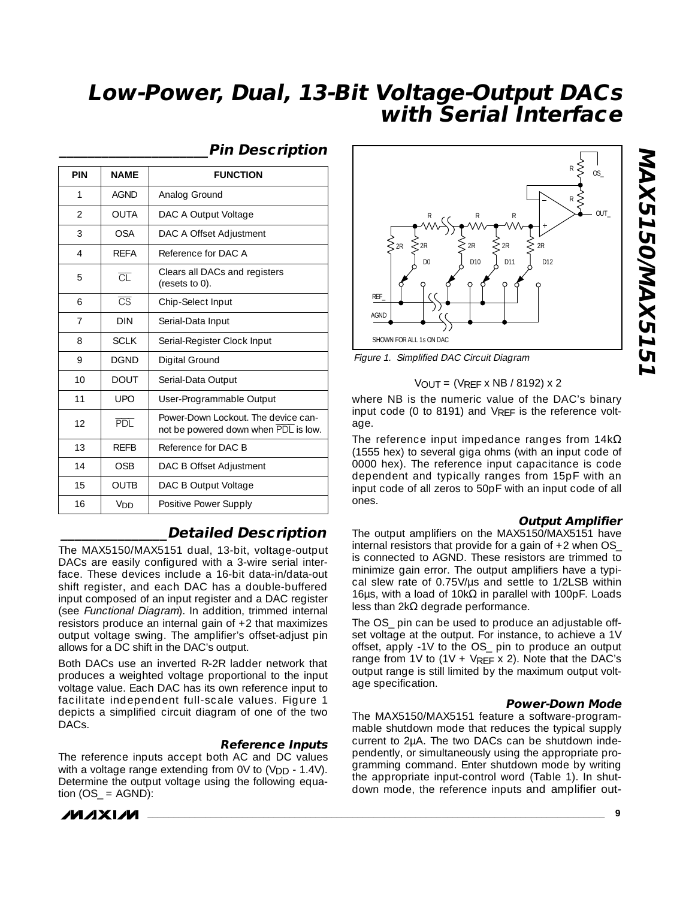## Pin Description

| PIN | NAME | FUNCTION |
|---|---|---|
| 1 | AGND | Analog Ground |
| 2 | OUTA | DAC A Output Voltage |
| 3 | OSA | DAC A Offset Adjustment |
| 4 | REFA | Reference for DAC A |
| 5 | $\overline{CL}$ | Clears all DACs and registers (resets to 0). |
| 6 | $\overline{CS}$ | Chip-Select Input |
| 7 | DIN | Serial-Data Input |
| 8 | SCLK | Serial-Register Clock Input |
| 9 | DGND | Digital Ground |
| 10 | DOUT | Serial-Data Output |
| 11 | UPO | User-Programmable Output |
| 12 | $\overline{PDL}$ | Power-Down Lockout. The device cannot be powered down when $\overline{PDL}$ is low. |
| 13 | REFB | Reference for DAC B |
| 14 | OSB | DAC B Offset Adjustment |
| 15 | OUTB | DAC B Output Voltage |
| 16 | $V_{DD}$ | Positive Power Supply |

## Detailed Description

The MAX5150/MAX5151 dual, 13-bit, voltage-output DACs are easily configured with a 3-wire serial interface. These devices include a 16-bit data-in/data-out shift register, and each DAC has a double-buffered input composed of an input register and a DAC register (see *Functional Diagram*). In addition, trimmed internal resistors produce an internal gain of +2 that maximizes output voltage swing. The amplifier's offset-adjust pin allows for a DC shift in the DAC's output.

Both DACs use an inverted R-2R ladder network that produces a weighted voltage proportional to the input voltage value. Each DAC has its own reference input to facilitate independent full-scale values. Figure 1 depicts a simplified circuit diagram of one of the two DACs.

### Reference Inputs

The reference inputs accept both AC and DC values with a voltage range extending from 0V to ($V_{DD}$ - 1.4V). Determine the output voltage using the following equation (OS_ = AGND):

Figure 1. Simplified DAC Circuit Diagram

$$V_{OUT} = (V_{REF} \times NB / 8192) \times 2$$

where NB is the numeric value of the DAC's binary input code (0 to 8191) and $V_{REF}$ is the reference voltage.

The reference input impedance ranges from 14kΩ (1555 hex) to several giga ohms (with an input code of 0000 hex). The reference input capacitance is code dependent and typically ranges from 15pF with an input code of all zeros to 50pF with an input code of all ones.

### Output Amplifier

The output amplifiers on the MAX5150/MAX5151 have internal resistors that provide for a gain of +2 when OS_ is connected to AGND. These resistors are trimmed to minimize gain error. The output amplifiers have a typical slew rate of 0.75V/µs and settle to 1/2LSB within 16µs, with a load of 10kΩ in parallel with 100pF. Loads less than 2kΩ degrade performance.

The OS_ pin can be used to produce an adjustable offset voltage at the output. For instance, to achieve a 1V offset, apply -1V to the OS_ pin to produce an output range from 1V to (1V + $V_{REF}$ x 2). Note that the DAC's output range is still limited by the maximum output voltage specification.

### Power-Down Mode

The MAX5150/MAX5151 feature a software-programmable shutdown mode that reduces the typical supply current to 2µA. The two DACs can be shutdown independently, or simultaneously using the appropriate programming command. Enter shutdown mode by writing the appropriate input-control word (Table 1). In shutdown mode, the reference inputs and amplifier out-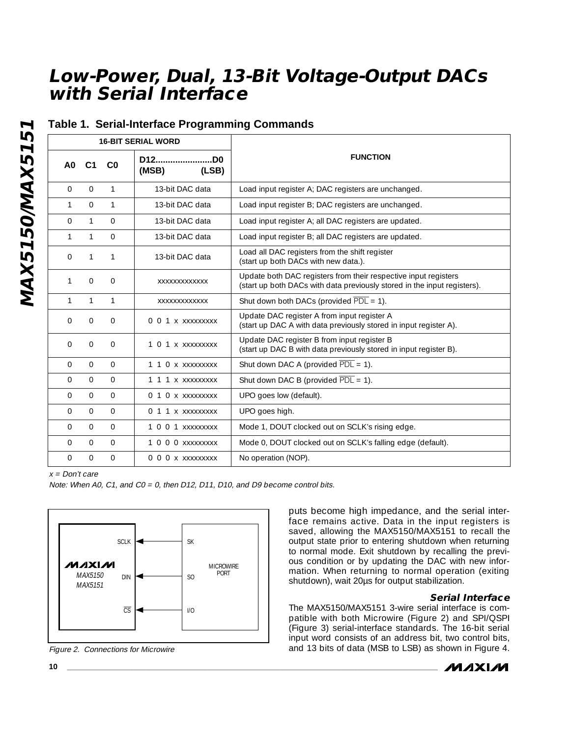## Table 1. Serial-Interface Programming Commands

| 16-BIT SERIAL WORD | | | | FUNCTION |
|---|---|---|---|---|
| A0 | C1 | C0 | D12.......................D0 (MSB) (LSB) | |
| 0 | 0 | 1 | 13-bit DAC data | Load input register A; DAC registers are unchanged. |
| 1 | 0 | 1 | 13-bit DAC data | Load input register B; DAC registers are unchanged. |
| 0 | 1 | 0 | 13-bit DAC data | Load input register A; all DAC registers are updated. |
| 1 | 1 | 0 | 13-bit DAC data | Load input register B; all DAC registers are updated. |
| 0 | 1 | 1 | 13-bit DAC data | Load all DAC registers from the shift register (start up both DACs with new data.). |
| 1 | 0 | 0 | xxxxxxxxxxxxx | Update both DAC registers from their respective input registers (start up both DACs with data previously stored in the input registers). |
| 1 | 1 | 1 | xxxxxxxxxxxxx | Shut down both DACs (provided $\overline{PDL}$ = 1). |
| 0 | 0 | 0 | 0 0 1 x xxxxxxxx | Update DAC register A from input register A (start up DAC A with data previously stored in input register A). |
| 0 | 0 | 0 | 1 0 1 x xxxxxxxxx | Update DAC register B from input register B (start up DAC B with data previously stored in input register B). |
| 0 | 0 | 0 | 1 1 0 x xxxxxxxxx | Shut down DAC A (provided $\overline{PDL}$ = 1). |
| 0 | 0 | 0 | 1 1 1 x xxxxxxxxx | Shut down DAC B (provided $\overline{PDL}$ = 1). |
| 0 | 0 | 0 | 0 1 0 x xxxxxxxxx | UPO goes low (default). |
| 0 | 0 | 0 | 0 1 1 x xxxxxxxxx | UPO goes high. |
| 0 | 0 | 0 | 1 0 0 1 xxxxxxxxx | Mode 1, DOUT clocked out on SCLK's rising edge. |
| 0 | 0 | 0 | 1 0 0 0 xxxxxxxxx | Mode 0, DOUT clocked out on SCLK's falling edge (default). |
| 0 | 0 | 0 | 0 0 0 x xxxxxxxxx | No operation (NOP). |

*x = Don't care*

*Note: When A0, C1, and C0 = 0, then D12, D11, D10, and D9 become control bits.*

SCLK ← SK; DIN ← SO; $\overline{CS}$ ← I/O (MAX5150/MAX5151 to MICROWIRE PORT)

*Figure 2. Connections for Microwire*

puts become high impedance, and the serial interface remains active. Data in the input registers is saved, allowing the MAX5150/MAX5151 to recall the output state prior to entering shutdown when returning to normal mode. Exit shutdown by recalling the previous condition or by updating the DAC with new information. When returning to normal operation (exiting shutdown), wait 20µs for output stabilization.

### Serial Interface

The MAX5150/MAX5151 3-wire serial interface is compatible with both Microwire (Figure 2) and SPI/QSPI (Figure 3) serial-interface standards. The 16-bit serial input word consists of an address bit, two control bits, and 13 bits of data (MSB to LSB) as shown in Figure 4.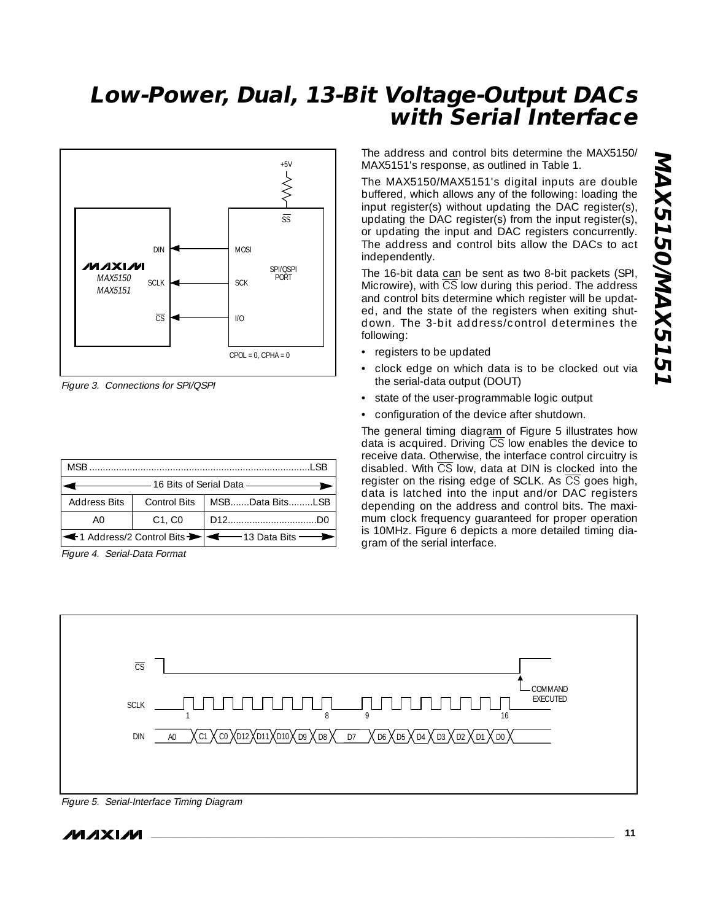Figure 3. Connections for SPI/QSPI

| MSB..................................................................................LSB | | |
|---|---|---|
| 16 Bits of Serial Data | | |
| Address Bits | Control Bits | MSB.......Data Bits.........LSB |
| A0 | C1, C0 | D12.................................D0 |
| 1 Address/2 Control Bits | | 13 Data Bits |

Figure 4. Serial-Data Format

The address and control bits determine the MAX5150/MAX5151's response, as outlined in Table 1.

The MAX5150/MAX5151's digital inputs are double buffered, which allows any of the following: loading the input register(s) without updating the DAC register(s), updating the DAC register(s) from the input register(s), or updating the input and DAC registers concurrently. The address and control bits allow the DACs to act independently.

The 16-bit data can be sent as two 8-bit packets (SPI, Microwire), with $\overline{CS}$ low during this period. The address and control bits determine which register will be updated, and the state of the registers when exiting shutdown. The 3-bit address/control determines the following:

- registers to be updated
- clock edge on which data is to be clocked out via the serial-data output (DOUT)
- state of the user-programmable logic output
- configuration of the device after shutdown.

The general timing diagram of Figure 5 illustrates how data is acquired. Driving $\overline{CS}$ low enables the device to receive data. Otherwise, the interface control circuitry is disabled. With $\overline{CS}$ low, data at DIN is clocked into the register on the rising edge of SCLK. As $\overline{CS}$ goes high, data is latched into the input and/or DAC registers depending on the address and control bits. The maximum clock frequency guaranteed for proper operation is 10MHz. Figure 6 depicts a more detailed timing diagram of the serial interface.

Figure 5. Serial-Interface Timing Diagram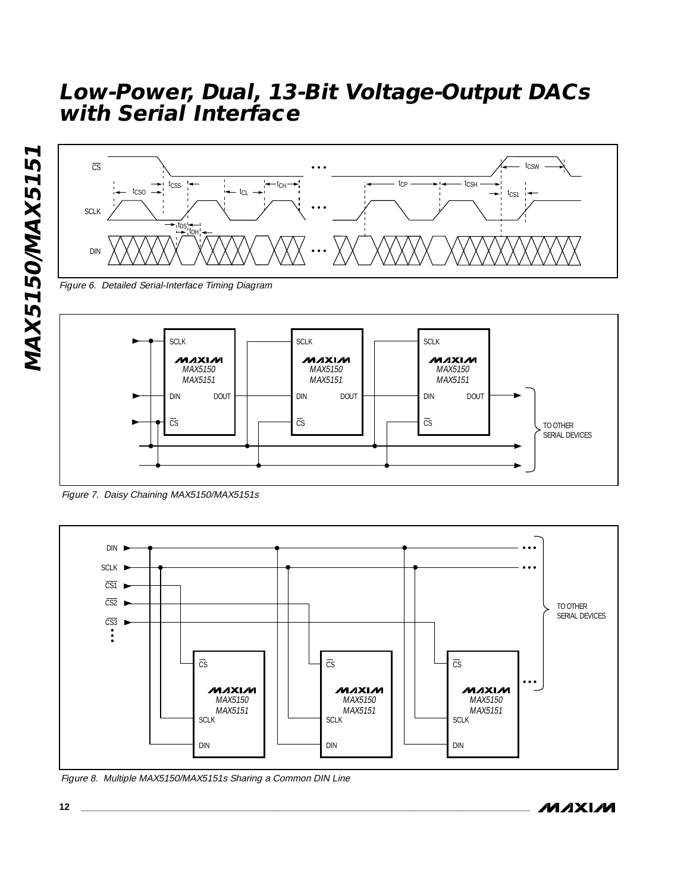Figure 6. Detailed Serial-Interface Timing Diagram

Figure 7. Daisy Chaining MAX5150/MAX5151s

Figure 8. Multiple MAX5150/MAX5151s Sharing a Common DIN Line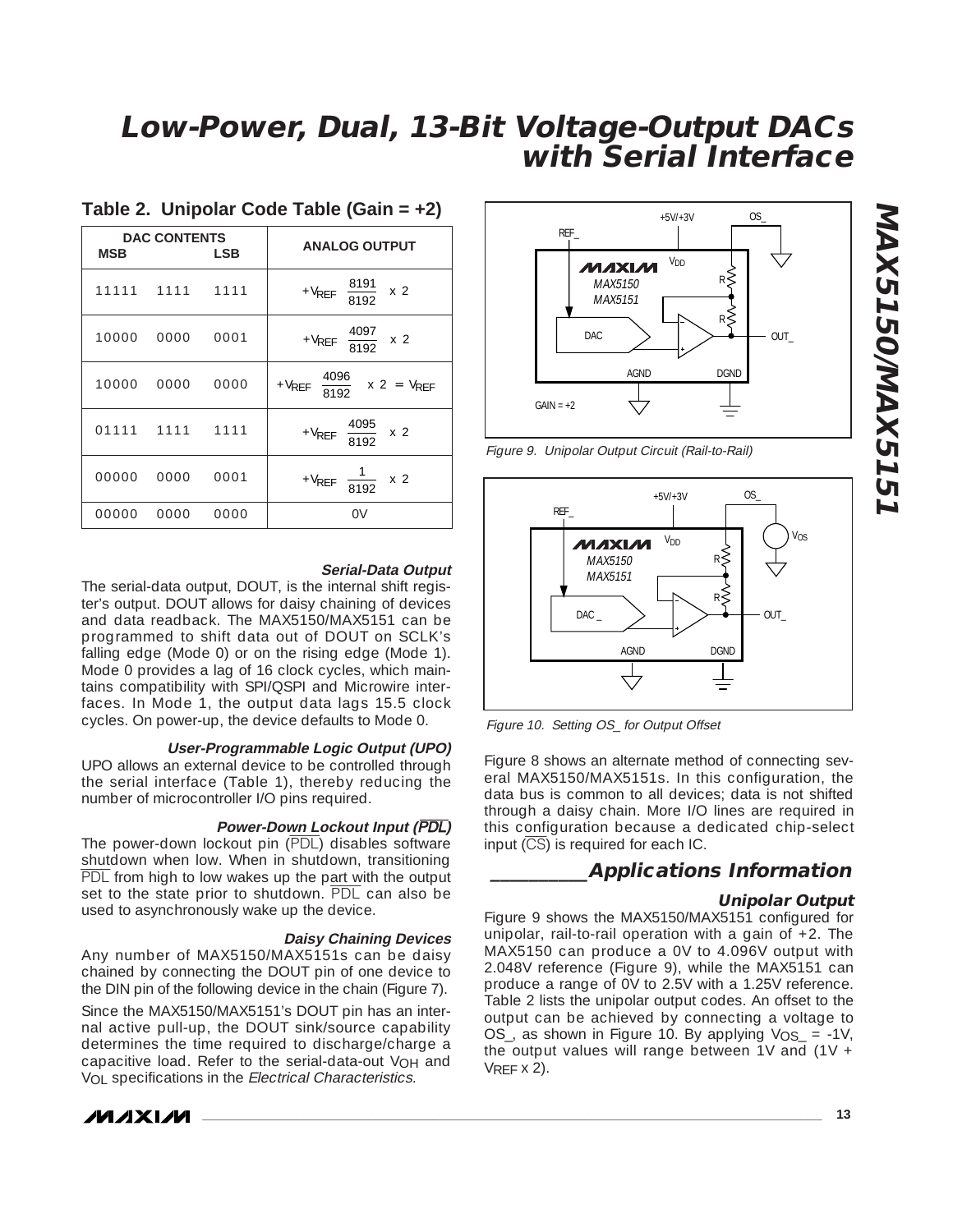### Table 2. Unipolar Code Table (Gain = +2)

| DAC CONTENTS MSB LSB | ANALOG OUTPUT |
|---|---|
| 11111 1111 1111 | $+V_{REF}\left(\frac{8191}{8192}\right) \times 2$ |
| 10000 0000 0001 | $+V_{REF}\left(\frac{4097}{8192}\right) \times 2$ |
| 10000 0000 0000 | $+V_{REF}\left(\frac{4096}{8192}\right) \times 2 = V_{REF}$ |
| 01111 1111 1111 | $+V_{REF}\left(\frac{4095}{8192}\right) \times 2$ |
| 00000 0000 0001 | $+V_{REF}\left(\frac{1}{8192}\right) \times 2$ |
| 00000 0000 0000 | 0V |

#### *Serial-Data Output*

The serial-data output, DOUT, is the internal shift register's output. DOUT allows for daisy chaining of devices and data readback. The MAX5150/MAX5151 can be programmed to shift data out of DOUT on SCLK's falling edge (Mode 0) or on the rising edge (Mode 1). Mode 0 provides a lag of 16 clock cycles, which maintains compatibility with SPI/QSPI and Microwire interfaces. In Mode 1, the output data lags 15.5 clock cycles. On power-up, the device defaults to Mode 0.

#### *User-Programmable Logic Output (UPO)*

UPO allows an external device to be controlled through the serial interface (Table 1), thereby reducing the number of microcontroller I/O pins required.

#### *Power-Down Lockout Input ($\overline{PDL}$)*

The power-down lockout pin ($\overline{PDL}$) disables software shutdown when low. When in shutdown, transitioning $\overline{PDL}$ from high to low wakes up the part with the output set to the state prior to shutdown. $\overline{PDL}$ can also be used to asynchronously wake up the device.

#### *Daisy Chaining Devices*

Any number of MAX5150/MAX5151s can be daisy chained by connecting the DOUT pin of one device to the DIN pin of the following device in the chain (Figure 7).

Since the MAX5150/MAX5151's DOUT pin has an internal active pull-up, the DOUT sink/source capability determines the time required to discharge/charge a capacitive load. Refer to the serial-data-out $V_{OH}$ and $V_{OL}$ specifications in the *Electrical Characteristics*.

*Figure 9. Unipolar Output Circuit (Rail-to-Rail)*

*Figure 10. Setting OS_ for Output Offset*

Figure 8 shows an alternate method of connecting several MAX5150/MAX5151s. In this configuration, the data bus is common to all devices; data is not shifted through a daisy chain. More I/O lines are required in this configuration because a dedicated chip-select input ($\overline{CS}$) is required for each IC.

## Applications Information

#### *Unipolar Output*

Figure 9 shows the MAX5150/MAX5151 configured for unipolar, rail-to-rail operation with a gain of +2. The MAX5150 can produce a 0V to 4.096V output with 2.048V reference (Figure 9), while the MAX5151 can produce a range of 0V to 2.5V with a 1.25V reference. Table 2 lists the unipolar output codes. An offset to the output can be achieved by connecting a voltage to OS_, as shown in Figure 10. By applying $V_{OS\_}$ = -1V, the output values will range between 1V and (1V + $V_{REF}$ x 2).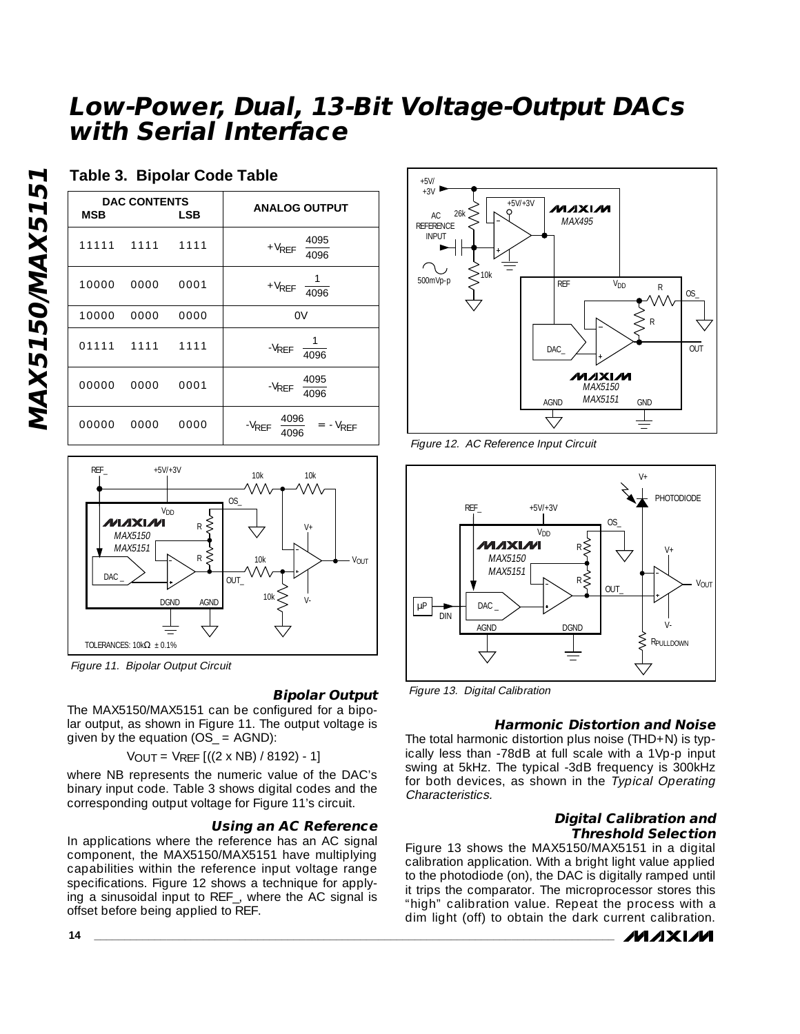## Table 3. Bipolar Code Table

| DAC CONTENTS MSB LSB | ANALOG OUTPUT |
|---|---|
| 11111 1111 1111 | $+V_{REF} \left(\frac{4095}{4096}\right)$ |
| 10000 0000 0001 | $+V_{REF} \left(\frac{1}{4096}\right)$ |
| 10000 0000 0000 | 0V |
| 01111 1111 1111 | $-V_{REF} \left(\frac{1}{4096}\right)$ |
| 00000 0000 0001 | $-V_{REF} \left(\frac{4095}{4096}\right)$ |
| 00000 0000 0000 | $-V_{REF} \left(\frac{4096}{4096}\right) = -V_{REF}$ |

*Figure 11. Bipolar Output Circuit*

### Bipolar Output

The MAX5150/MAX5151 can be configured for a bipolar output, as shown in Figure 11. The output voltage is given by the equation (OS_ = AGND):

$$V_{OUT} = V_{REF} \left[((2 \times NB) / 8192) - 1\right]$$

where NB represents the numeric value of the DAC's binary input code. Table 3 shows digital codes and the corresponding output voltage for Figure 11's circuit.

### Using an AC Reference

In applications where the reference has an AC signal component, the MAX5150/MAX5151 have multiplying capabilities within the reference input voltage range specifications. Figure 12 shows a technique for applying a sinusoidal input to REF_, where the AC signal is offset before being applied to REF.

*Figure 12. AC Reference Input Circuit*

*Figure 13. Digital Calibration*

### Harmonic Distortion and Noise

The total harmonic distortion plus noise (THD+N) is typically less than -78dB at full scale with a 1Vp-p input swing at 5kHz. The typical -3dB frequency is 300kHz for both devices, as shown in the *Typical Operating Characteristics.*

### Digital Calibration and Threshold Selection

Figure 13 shows the MAX5150/MAX5151 in a digital calibration application. With a bright light value applied to the photodiode (on), the DAC is digitally ramped until it trips the comparator. The microprocessor stores this "high" calibration value. Repeat the process with a dim light (off) to obtain the dark current calibration.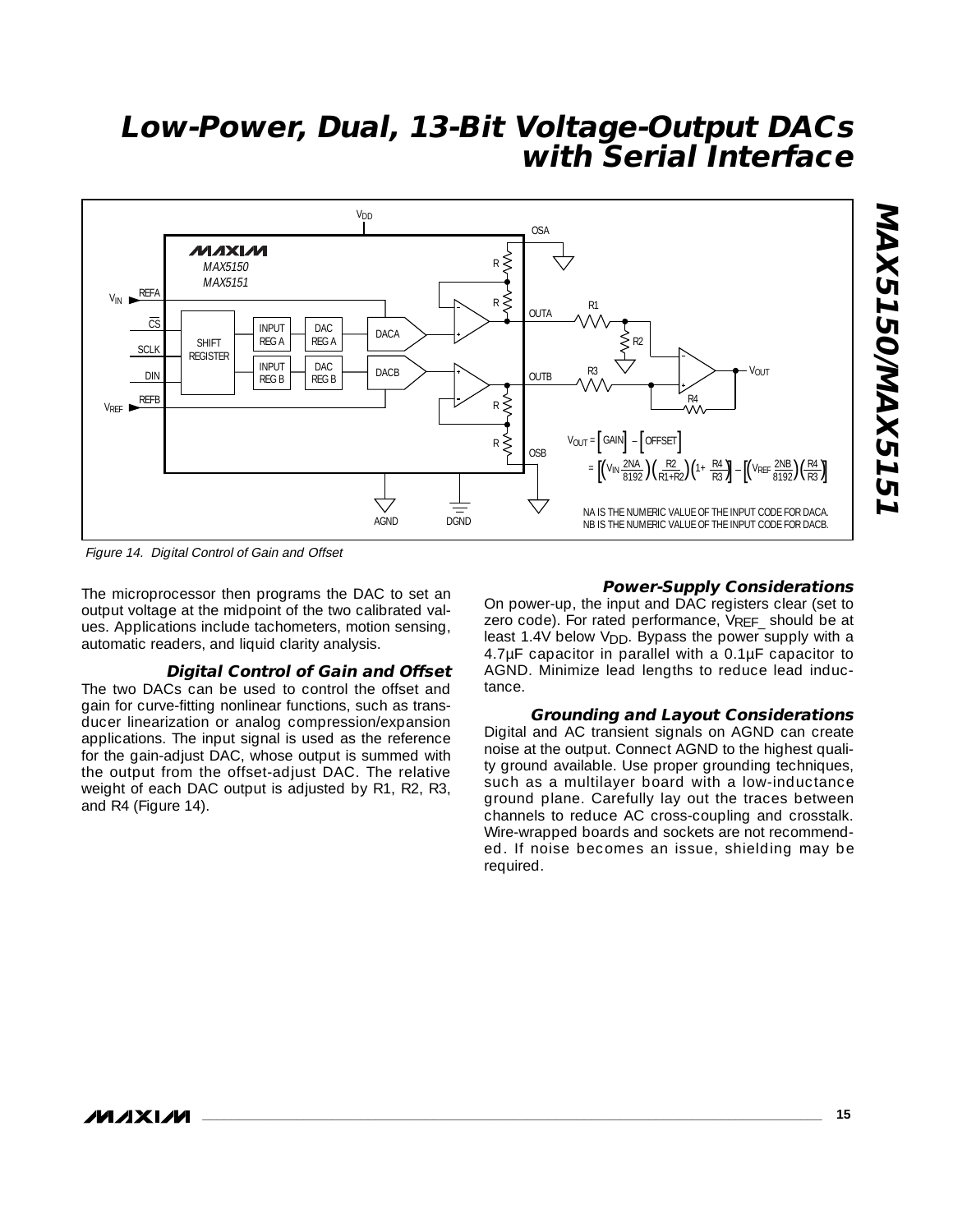Figure 14. Digital Control of Gain and Offset

$$V_{OUT} = [GAIN] - [OFFSET]$$

$$= \left[\left(V_{IN}\frac{2NA}{8192}\right)\left(\frac{R2}{R1+R2}\right)\left(1+\frac{R4}{R3}\right)\right] - \left[\left(V_{REF}\frac{2NB}{8192}\right)\left(\frac{R4}{R3}\right)\right]$$

NA IS THE NUMERIC VALUE OF THE INPUT CODE FOR DACA.
NB IS THE NUMERIC VALUE OF THE INPUT CODE FOR DACB.

The microprocessor then programs the DAC to set an output voltage at the midpoint of the two calibrated values. Applications include tachometers, motion sensing, automatic readers, and liquid clarity analysis.

### Digital Control of Gain and Offset

The two DACs can be used to control the offset and gain for curve-fitting nonlinear functions, such as transducer linearization or analog compression/expansion applications. The input signal is used as the reference for the gain-adjust DAC, whose output is summed with the output from the offset-adjust DAC. The relative weight of each DAC output is adjusted by R1, R2, R3, and R4 (Figure 14).

### Power-Supply Considerations

On power-up, the input and DAC registers clear (set to zero code). For rated performance, $V_{REF\_}$ should be at least 1.4V below $V_{DD}$. Bypass the power supply with a 4.7µF capacitor in parallel with a 0.1µF capacitor to AGND. Minimize lead lengths to reduce lead inductance.

### Grounding and Layout Considerations

Digital and AC transient signals on AGND can create noise at the output. Connect AGND to the highest quality ground available. Use proper grounding techniques, such as a multilayer board with a low-inductance ground plane. Carefully lay out the traces between channels to reduce AC cross-coupling and crosstalk. Wire-wrapped boards and sockets are not recommended. If noise becomes an issue, shielding may be required.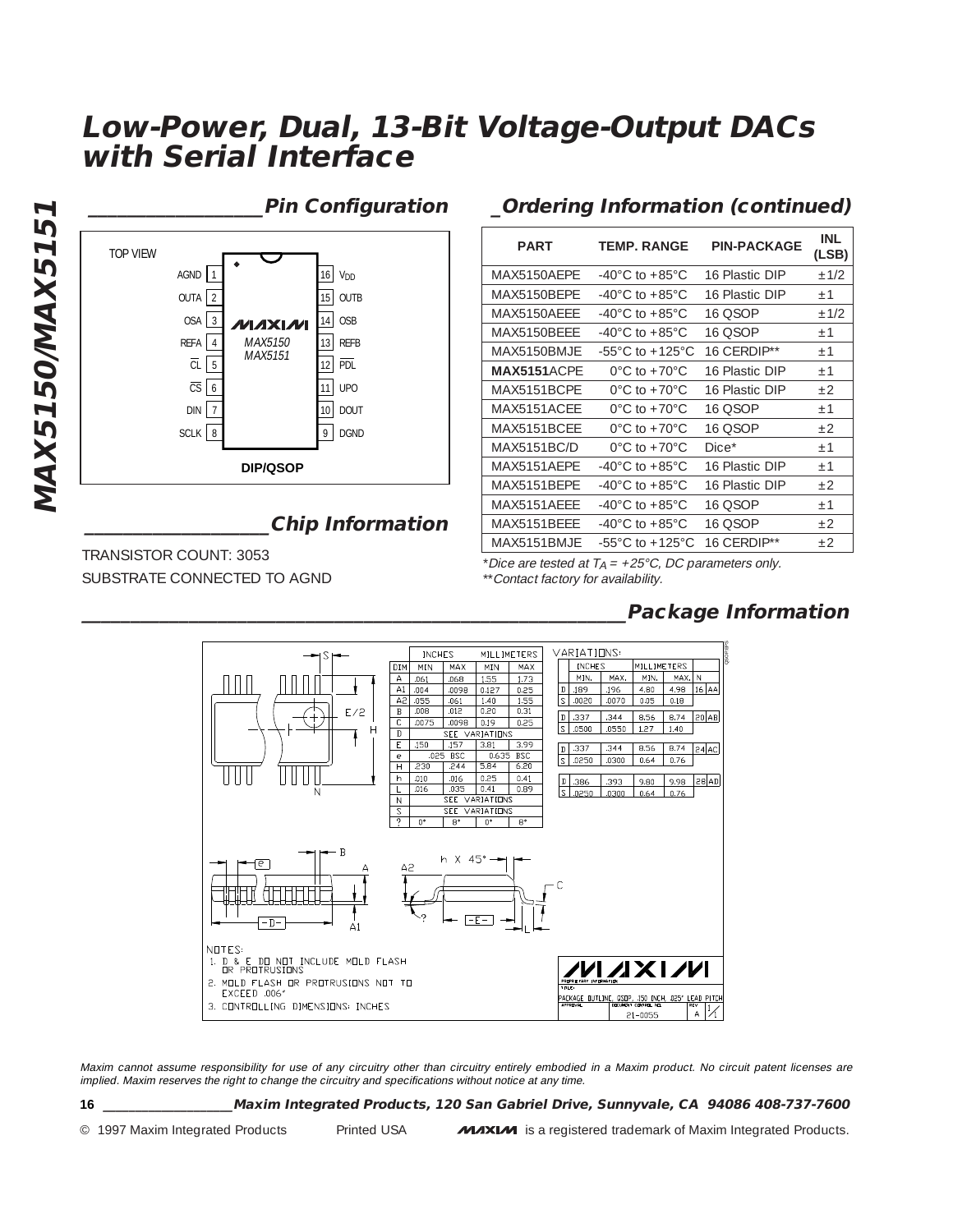# Low-Power, Dual, 13-Bit Voltage-Output DACs with Serial Interface

## Pin Configuration

TOP VIEW

| Pin | Name | Pin | Name |
|---|---|---|---|
| 1 | AGND | 16 | $V_{DD}$ |
| 2 | OUTA | 15 | OUTB |
| 3 | OSA | 14 | OSB |
| 4 | REFA | 13 | REFB |
| 5 | $\overline{CL}$ | 12 | $\overline{PDL}$ |
| 6 | $\overline{CS}$ | 11 | UPO |
| 7 | DIN | 10 | DOUT |
| 8 | SCLK | 9 | DGND |

MAX5150
MAX5151

DIP/QSOP

## Chip Information

TRANSISTOR COUNT: 3053

SUBSTRATE CONNECTED TO AGND

## Ordering Information (continued)

| PART | TEMP. RANGE | PIN-PACKAGE | INL (LSB) |
|---|---|---|---|
| MAX5150AEPE | -40°C to +85°C | 16 Plastic DIP | ±1/2 |
| MAX5150BEPE | -40°C to +85°C | 16 Plastic DIP | ±1 |
| MAX5150AEEE | -40°C to +85°C | 16 QSOP | ±1/2 |
| MAX5150BEEE | -40°C to +85°C | 16 QSOP | ±1 |
| MAX5150BMJE | -55°C to +125°C | 16 CERDIP** | ±1 |
| **MAX5151**ACPE | 0°C to +70°C | 16 Plastic DIP | ±1 |
| MAX5151BCPE | 0°C to +70°C | 16 Plastic DIP | ±2 |
| MAX5151ACEE | 0°C to +70°C | 16 QSOP | ±1 |
| MAX5151BCEE | 0°C to +70°C | 16 QSOP | ±2 |
| MAX5151BC/D | 0°C to +70°C | Dice* | ±1 |
| MAX5151AEPE | -40°C to +85°C | 16 Plastic DIP | ±1 |
| MAX5151BEPE | -40°C to +85°C | 16 Plastic DIP | ±2 |
| MAX5151AEEE | -40°C to +85°C | 16 QSOP | ±1 |
| MAX5151BEEE | -40°C to +85°C | 16 QSOP | ±2 |
| MAX5151BMJE | -55°C to +125°C | 16 CERDIP** | ±2 |

*Dice are tested at $T_A$ = +25°C, DC parameters only.
**Contact factory for availability.

## Package Information

| DIM | INCHES MIN | INCHES MAX | MILLIMETERS MIN | MILLIMETERS MAX |
|---|---|---|---|---|
| A | .061 | .068 | 1.55 | 1.73 |
| A1 | .004 | .0098 | 0.127 | 0.25 |
| A2 | .055 | .061 | 1.40 | 1.55 |
| B | .008 | .012 | 0.20 | 0.31 |
| C | .0075 | .0098 | 0.19 | 0.25 |
| D | SEE VARIATIONS | | | |
| E | .150 | .157 | 3.81 | 3.99 |
| e | .025 BSC | | 0.635 BSC | |
| H | .230 | .244 | 5.84 | 6.20 |
| h | .010 | .016 | 0.25 | 0.41 |
| L | .016 | .035 | 0.41 | 0.89 |
| N | SEE VARIATIONS | | | |
| S | SEE VARIATIONS | | | |
| ? | 0° | 8° | 0° | 8° |

VARIATIONS:

| | INCHES MIN. | INCHES MAX. | MILLIMETERS MIN. | MILLIMETERS MAX. | N | |
|---|---|---|---|---|---|---|
| D | .189 | .196 | 4.80 | 4.98 | 16 | AA |
| S | .0020 | .0070 | 0.05 | 0.18 | | |
| D | .337 | .344 | 8.56 | 8.74 | 20 | AB |
| S | .0500 | .0550 | 1.27 | 1.40 | | |
| D | .337 | .344 | 8.56 | 8.74 | 24 | AC |
| S | .0250 | .0300 | 0.64 | 0.76 | | |
| D | .386 | .393 | 9.80 | 9.98 | 28 | AD |
| S | .0250 | .0300 | 0.64 | 0.76 | | |

NOTES:
1. D & E DO NOT INCLUDE MOLD FLASH OR PROTRUSIONS
2. MOLD FLASH OR PROTRUSIONS NOT TO EXCEED .006"
3. CONTROLLING DIMENSIONS: INCHES

PACKAGE OUTLINE, QSOP, .150 INCH, .025" LEAD PITCH — 21-0055 — REV A — 1/1

*Maxim cannot assume responsibility for use of any circuitry other than circuitry entirely embodied in a Maxim product. No circuit patent licenses are implied. Maxim reserves the right to change the circuitry and specifications without notice at any time.*

**Maxim Integrated Products, 120 San Gabriel Drive, Sunnyvale, CA 94086 408-737-7600**

© 1997 Maxim Integrated Products Printed USA MAXIM is a registered trademark of Maxim Integrated Products.